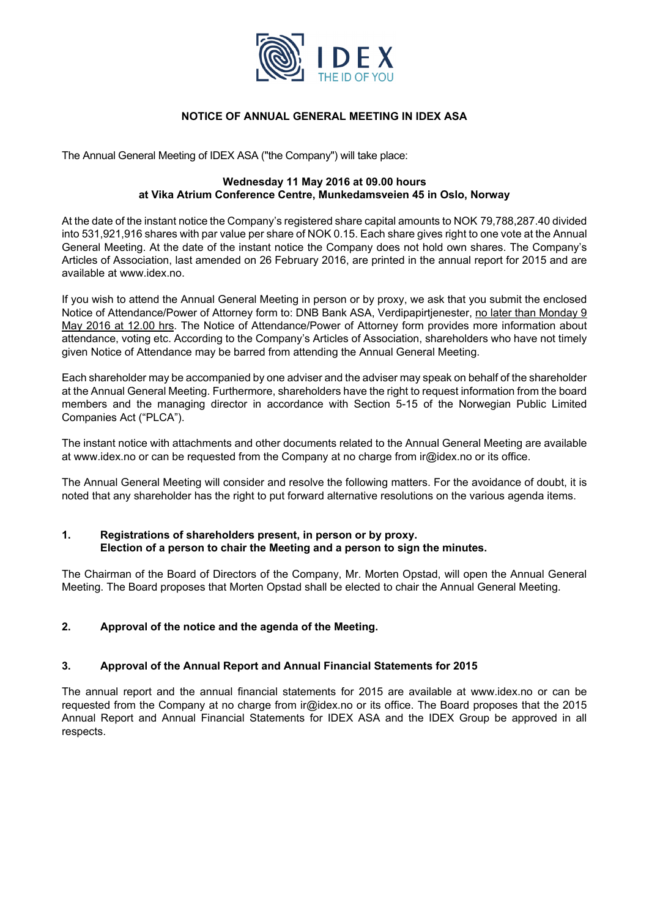# NOTICE OF ANNUAL GENERAL MEETING IN IDEX ASA

The Annual General Meeting of IDEX ASA ("the Company") will take place:

**Wednesday 11 May 2016 at 09.00 hours**
**at Vika Atrium Conference Centre, Munkedamsveien 45 in Oslo, Norway**

At the date of the instant notice the Company's registered share capital amounts to NOK 79,788,287.40 divided into 531,921,916 shares with par value per share of NOK 0.15. Each share gives right to one vote at the Annual General Meeting. At the date of the instant notice the Company does not hold own shares. The Company's Articles of Association, last amended on 26 February 2016, are printed in the annual report for 2015 and are available at www.idex.no.

If you wish to attend the Annual General Meeting in person or by proxy, we ask that you submit the enclosed Notice of Attendance/Power of Attorney form to: DNB Bank ASA, Verdipapirtjenester, no later than Monday 9 May 2016 at 12.00 hrs. The Notice of Attendance/Power of Attorney form provides more information about attendance, voting etc. According to the Company's Articles of Association, shareholders who have not timely given Notice of Attendance may be barred from attending the Annual General Meeting.

Each shareholder may be accompanied by one adviser and the adviser may speak on behalf of the shareholder at the Annual General Meeting. Furthermore, shareholders have the right to request information from the board members and the managing director in accordance with Section 5-15 of the Norwegian Public Limited Companies Act ("PLCA").

The instant notice with attachments and other documents related to the Annual General Meeting are available at www.idex.no or can be requested from the Company at no charge from ir@idex.no or its office.

The Annual General Meeting will consider and resolve the following matters. For the avoidance of doubt, it is noted that any shareholder has the right to put forward alternative resolutions on the various agenda items.

## 1. Registrations of shareholders present, in person or by proxy. Election of a person to chair the Meeting and a person to sign the minutes.

The Chairman of the Board of Directors of the Company, Mr. Morten Opstad, will open the Annual General Meeting. The Board proposes that Morten Opstad shall be elected to chair the Annual General Meeting.

## 2. Approval of the notice and the agenda of the Meeting.

## 3. Approval of the Annual Report and Annual Financial Statements for 2015

The annual report and the annual financial statements for 2015 are available at www.idex.no or can be requested from the Company at no charge from ir@idex.no or its office. The Board proposes that the 2015 Annual Report and Annual Financial Statements for IDEX ASA and the IDEX Group be approved in all respects.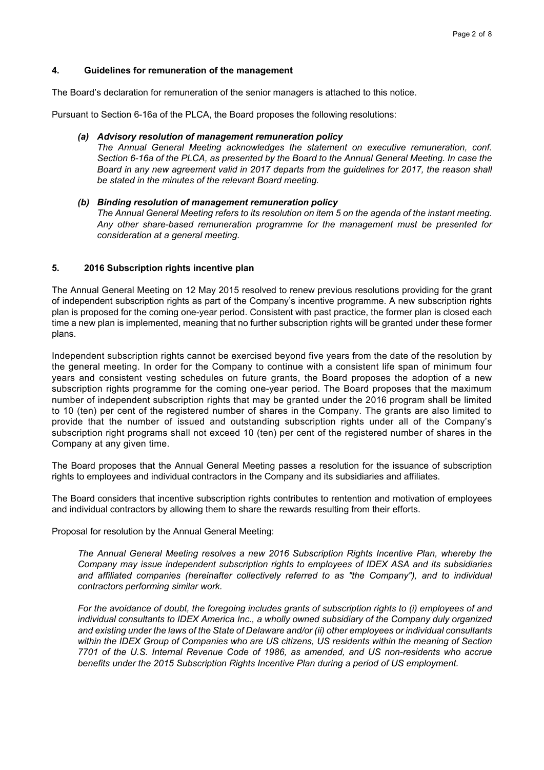## 4. Guidelines for remuneration of the management

The Board's declaration for remuneration of the senior managers is attached to this notice.

Pursuant to Section 6-16a of the PLCA, the Board proposes the following resolutions:

*(a)* ***Advisory resolution of management remuneration policy***
*The Annual General Meeting acknowledges the statement on executive remuneration, conf. Section 6-16a of the PLCA, as presented by the Board to the Annual General Meeting. In case the Board in any new agreement valid in 2017 departs from the guidelines for 2017, the reason shall be stated in the minutes of the relevant Board meeting.*

*(b)* ***Binding resolution of management remuneration policy***
*The Annual General Meeting refers to its resolution on item 5 on the agenda of the instant meeting. Any other share-based remuneration programme for the management must be presented for consideration at a general meeting.*

## 5. 2016 Subscription rights incentive plan

The Annual General Meeting on 12 May 2015 resolved to renew previous resolutions providing for the grant of independent subscription rights as part of the Company's incentive programme. A new subscription rights plan is proposed for the coming one-year period. Consistent with past practice, the former plan is closed each time a new plan is implemented, meaning that no further subscription rights will be granted under these former plans.

Independent subscription rights cannot be exercised beyond five years from the date of the resolution by the general meeting. In order for the Company to continue with a consistent life span of minimum four years and consistent vesting schedules on future grants, the Board proposes the adoption of a new subscription rights programme for the coming one-year period. The Board proposes that the maximum number of independent subscription rights that may be granted under the 2016 program shall be limited to 10 (ten) per cent of the registered number of shares in the Company. The grants are also limited to provide that the number of issued and outstanding subscription rights under all of the Company's subscription right programs shall not exceed 10 (ten) per cent of the registered number of shares in the Company at any given time.

The Board proposes that the Annual General Meeting passes a resolution for the issuance of subscription rights to employees and individual contractors in the Company and its subsidiaries and affiliates.

The Board considers that incentive subscription rights contributes to rentention and motivation of employees and individual contractors by allowing them to share the rewards resulting from their efforts.

Proposal for resolution by the Annual General Meeting:

*The Annual General Meeting resolves a new 2016 Subscription Rights Incentive Plan, whereby the Company may issue independent subscription rights to employees of IDEX ASA and its subsidiaries and affiliated companies (hereinafter collectively referred to as "the Company"), and to individual contractors performing similar work.*

*For the avoidance of doubt, the foregoing includes grants of subscription rights to (i) employees of and individual consultants to IDEX America Inc., a wholly owned subsidiary of the Company duly organized and existing under the laws of the State of Delaware and/or (ii) other employees or individual consultants within the IDEX Group of Companies who are US citizens, US residents within the meaning of Section 7701 of the U.S. Internal Revenue Code of 1986, as amended, and US non-residents who accrue benefits under the 2015 Subscription Rights Incentive Plan during a period of US employment.*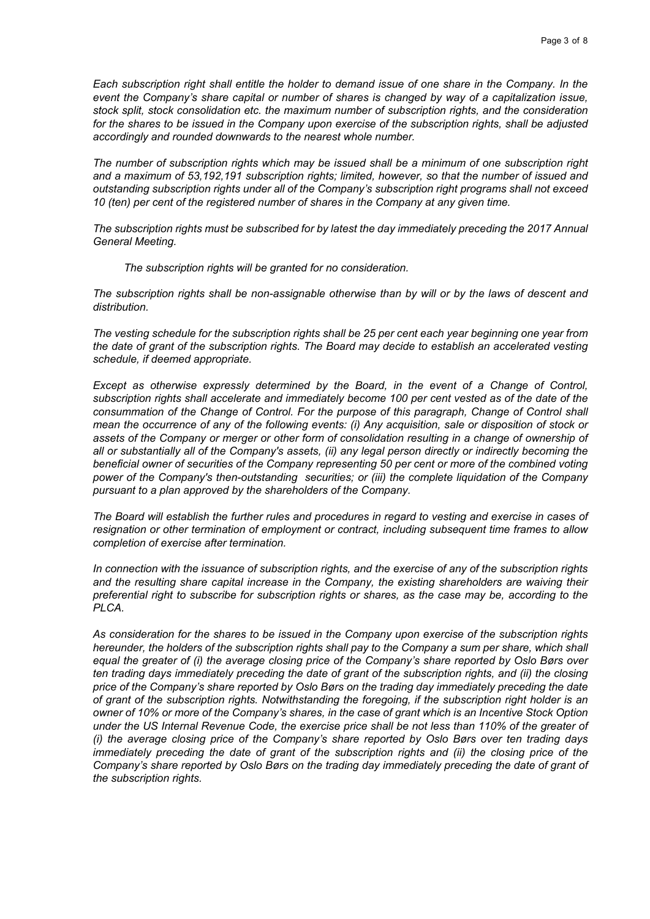*Each subscription right shall entitle the holder to demand issue of one share in the Company. In the event the Company's share capital or number of shares is changed by way of a capitalization issue, stock split, stock consolidation etc. the maximum number of subscription rights, and the consideration for the shares to be issued in the Company upon exercise of the subscription rights, shall be adjusted accordingly and rounded downwards to the nearest whole number.*

*The number of subscription rights which may be issued shall be a minimum of one subscription right and a maximum of 53,192,191 subscription rights; limited, however, so that the number of issued and outstanding subscription rights under all of the Company's subscription right programs shall not exceed 10 (ten) per cent of the registered number of shares in the Company at any given time.*

*The subscription rights must be subscribed for by latest the day immediately preceding the 2017 Annual General Meeting.*

*The subscription rights will be granted for no consideration.*

*The subscription rights shall be non-assignable otherwise than by will or by the laws of descent and distribution.*

*The vesting schedule for the subscription rights shall be 25 per cent each year beginning one year from the date of grant of the subscription rights. The Board may decide to establish an accelerated vesting schedule, if deemed appropriate.*

*Except as otherwise expressly determined by the Board, in the event of a Change of Control, subscription rights shall accelerate and immediately become 100 per cent vested as of the date of the consummation of the Change of Control. For the purpose of this paragraph, Change of Control shall mean the occurrence of any of the following events: (i) Any acquisition, sale or disposition of stock or assets of the Company or merger or other form of consolidation resulting in a change of ownership of all or substantially all of the Company's assets, (ii) any legal person directly or indirectly becoming the beneficial owner of securities of the Company representing 50 per cent or more of the combined voting power of the Company's then-outstanding securities; or (iii) the complete liquidation of the Company pursuant to a plan approved by the shareholders of the Company.*

*The Board will establish the further rules and procedures in regard to vesting and exercise in cases of resignation or other termination of employment or contract, including subsequent time frames to allow completion of exercise after termination.*

*In connection with the issuance of subscription rights, and the exercise of any of the subscription rights and the resulting share capital increase in the Company, the existing shareholders are waiving their preferential right to subscribe for subscription rights or shares, as the case may be, according to the PLCA.*

*As consideration for the shares to be issued in the Company upon exercise of the subscription rights hereunder, the holders of the subscription rights shall pay to the Company a sum per share, which shall equal the greater of (i) the average closing price of the Company's share reported by Oslo Børs over ten trading days immediately preceding the date of grant of the subscription rights, and (ii) the closing price of the Company's share reported by Oslo Børs on the trading day immediately preceding the date of grant of the subscription rights. Notwithstanding the foregoing, if the subscription right holder is an owner of 10% or more of the Company's shares, in the case of grant which is an Incentive Stock Option under the US Internal Revenue Code, the exercise price shall be not less than 110% of the greater of (i) the average closing price of the Company's share reported by Oslo Børs over ten trading days immediately preceding the date of grant of the subscription rights and (ii) the closing price of the Company's share reported by Oslo Børs on the trading day immediately preceding the date of grant of the subscription rights.*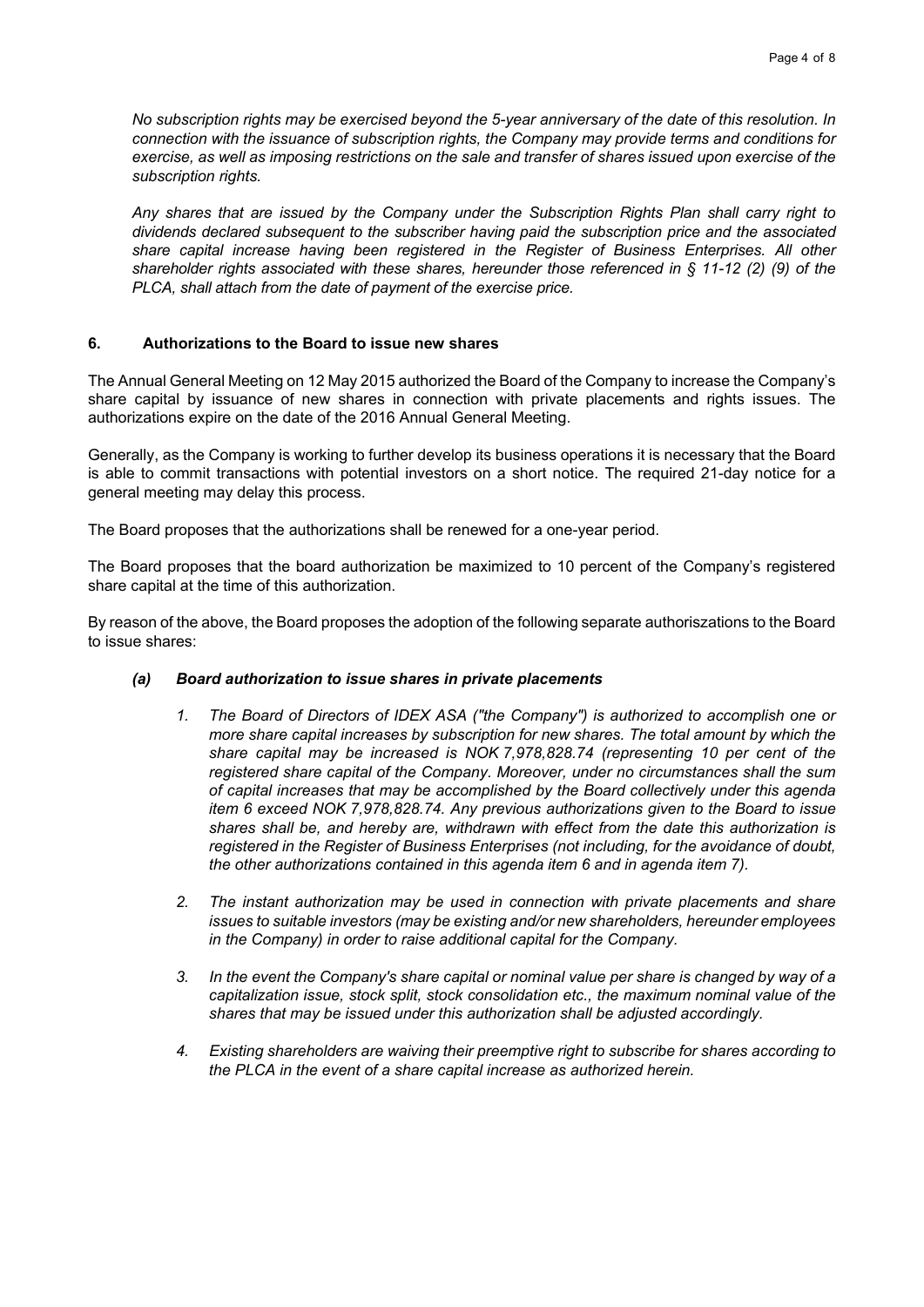*No subscription rights may be exercised beyond the 5-year anniversary of the date of this resolution. In connection with the issuance of subscription rights, the Company may provide terms and conditions for exercise, as well as imposing restrictions on the sale and transfer of shares issued upon exercise of the subscription rights.*

*Any shares that are issued by the Company under the Subscription Rights Plan shall carry right to dividends declared subsequent to the subscriber having paid the subscription price and the associated share capital increase having been registered in the Register of Business Enterprises. All other shareholder rights associated with these shares, hereunder those referenced in § 11-12 (2) (9) of the PLCA, shall attach from the date of payment of the exercise price.*

## 6. Authorizations to the Board to issue new shares

The Annual General Meeting on 12 May 2015 authorized the Board of the Company to increase the Company's share capital by issuance of new shares in connection with private placements and rights issues. The authorizations expire on the date of the 2016 Annual General Meeting.

Generally, as the Company is working to further develop its business operations it is necessary that the Board is able to commit transactions with potential investors on a short notice. The required 21-day notice for a general meeting may delay this process.

The Board proposes that the authorizations shall be renewed for a one-year period.

The Board proposes that the board authorization be maximized to 10 percent of the Company's registered share capital at the time of this authorization.

By reason of the above, the Board proposes the adoption of the following separate authoriszations to the Board to issue shares:

### *(a) Board authorization to issue shares in private placements*

1. *The Board of Directors of IDEX ASA ("the Company") is authorized to accomplish one or more share capital increases by subscription for new shares. The total amount by which the share capital may be increased is NOK 7,978,828.74 (representing 10 per cent of the registered share capital of the Company. Moreover, under no circumstances shall the sum of capital increases that may be accomplished by the Board collectively under this agenda item 6 exceed NOK 7,978,828.74. Any previous authorizations given to the Board to issue shares shall be, and hereby are, withdrawn with effect from the date this authorization is registered in the Register of Business Enterprises (not including, for the avoidance of doubt, the other authorizations contained in this agenda item 6 and in agenda item 7).*

2. *The instant authorization may be used in connection with private placements and share issues to suitable investors (may be existing and/or new shareholders, hereunder employees in the Company) in order to raise additional capital for the Company.*

3. *In the event the Company's share capital or nominal value per share is changed by way of a capitalization issue, stock split, stock consolidation etc., the maximum nominal value of the shares that may be issued under this authorization shall be adjusted accordingly.*

4. *Existing shareholders are waiving their preemptive right to subscribe for shares according to the PLCA in the event of a share capital increase as authorized herein.*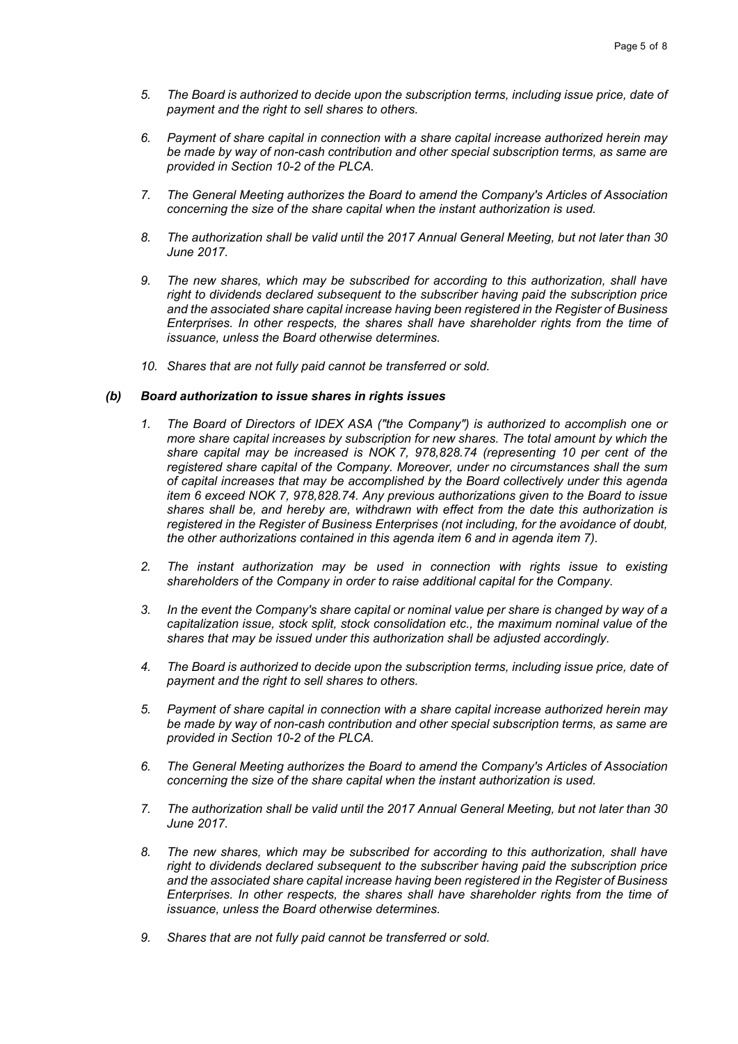5. *The Board is authorized to decide upon the subscription terms, including issue price, date of payment and the right to sell shares to others.*

6. *Payment of share capital in connection with a share capital increase authorized herein may be made by way of non-cash contribution and other special subscription terms, as same are provided in Section 10-2 of the PLCA.*

7. *The General Meeting authorizes the Board to amend the Company's Articles of Association concerning the size of the share capital when the instant authorization is used.*

8. *The authorization shall be valid until the 2017 Annual General Meeting, but not later than 30 June 2017.*

9. *The new shares, which may be subscribed for according to this authorization, shall have right to dividends declared subsequent to the subscriber having paid the subscription price and the associated share capital increase having been registered in the Register of Business Enterprises. In other respects, the shares shall have shareholder rights from the time of issuance, unless the Board otherwise determines.*

10. *Shares that are not fully paid cannot be transferred or sold.*

### *(b) Board authorization to issue shares in rights issues*

1. *The Board of Directors of IDEX ASA ("the Company") is authorized to accomplish one or more share capital increases by subscription for new shares. The total amount by which the share capital may be increased is NOK 7, 978,828.74 (representing 10 per cent of the registered share capital of the Company. Moreover, under no circumstances shall the sum of capital increases that may be accomplished by the Board collectively under this agenda item 6 exceed NOK 7, 978,828.74. Any previous authorizations given to the Board to issue shares shall be, and hereby are, withdrawn with effect from the date this authorization is registered in the Register of Business Enterprises (not including, for the avoidance of doubt, the other authorizations contained in this agenda item 6 and in agenda item 7).*

2. *The instant authorization may be used in connection with rights issue to existing shareholders of the Company in order to raise additional capital for the Company.*

3. *In the event the Company's share capital or nominal value per share is changed by way of a capitalization issue, stock split, stock consolidation etc., the maximum nominal value of the shares that may be issued under this authorization shall be adjusted accordingly.*

4. *The Board is authorized to decide upon the subscription terms, including issue price, date of payment and the right to sell shares to others.*

5. *Payment of share capital in connection with a share capital increase authorized herein may be made by way of non-cash contribution and other special subscription terms, as same are provided in Section 10-2 of the PLCA.*

6. *The General Meeting authorizes the Board to amend the Company's Articles of Association concerning the size of the share capital when the instant authorization is used.*

7. *The authorization shall be valid until the 2017 Annual General Meeting, but not later than 30 June 2017.*

8. *The new shares, which may be subscribed for according to this authorization, shall have right to dividends declared subsequent to the subscriber having paid the subscription price and the associated share capital increase having been registered in the Register of Business Enterprises. In other respects, the shares shall have shareholder rights from the time of issuance, unless the Board otherwise determines.*

9. *Shares that are not fully paid cannot be transferred or sold.*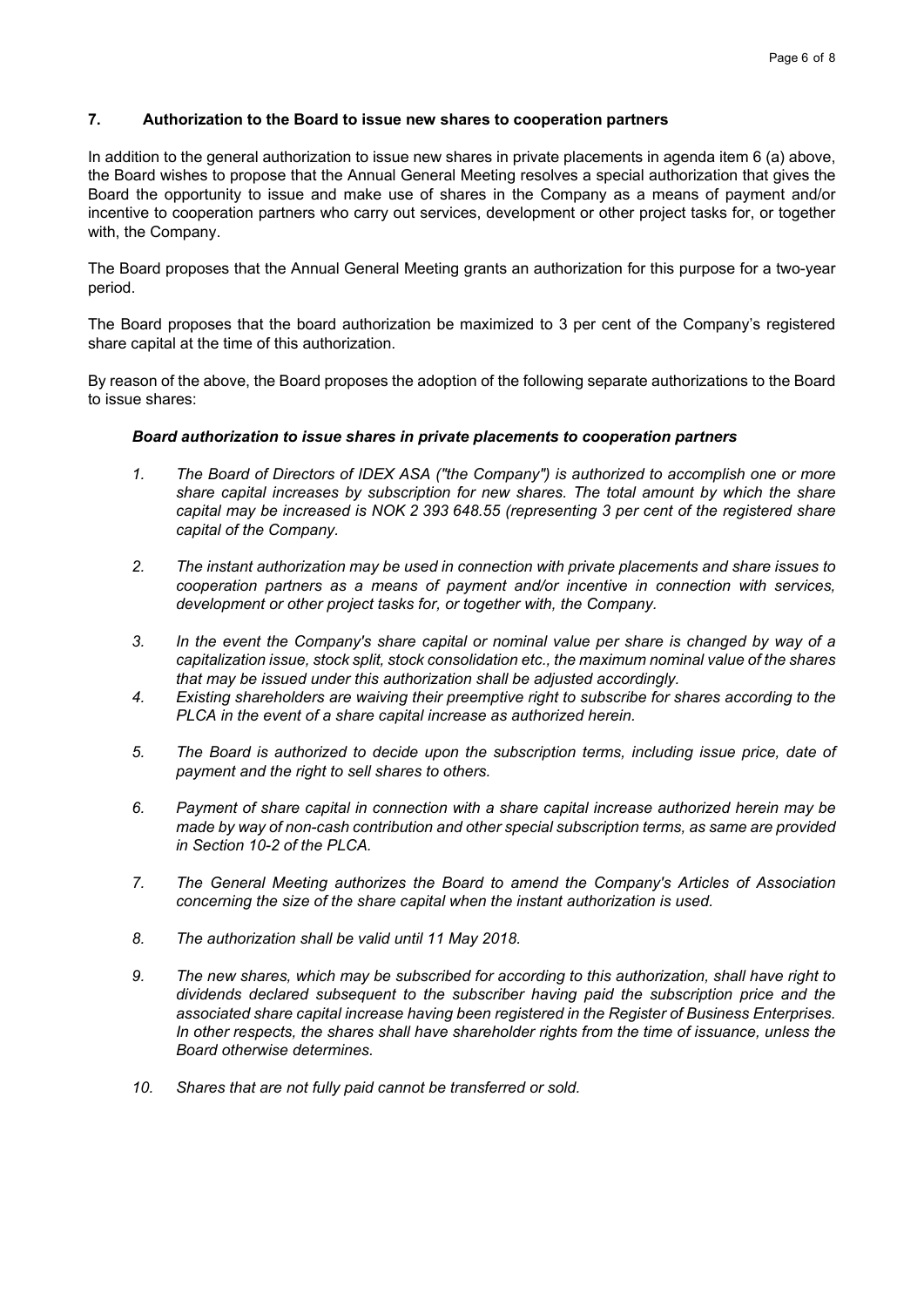## 7. Authorization to the Board to issue new shares to cooperation partners

In addition to the general authorization to issue new shares in private placements in agenda item 6 (a) above, the Board wishes to propose that the Annual General Meeting resolves a special authorization that gives the Board the opportunity to issue and make use of shares in the Company as a means of payment and/or incentive to cooperation partners who carry out services, development or other project tasks for, or together with, the Company.

The Board proposes that the Annual General Meeting grants an authorization for this purpose for a two-year period.

The Board proposes that the board authorization be maximized to 3 per cent of the Company's registered share capital at the time of this authorization.

By reason of the above, the Board proposes the adoption of the following separate authorizations to the Board to issue shares:

***Board authorization to issue shares in private placements to cooperation partners***

1. *The Board of Directors of IDEX ASA ("the Company") is authorized to accomplish one or more share capital increases by subscription for new shares. The total amount by which the share capital may be increased is NOK 2 393 648.55 (representing 3 per cent of the registered share capital of the Company.*

2. *The instant authorization may be used in connection with private placements and share issues to cooperation partners as a means of payment and/or incentive in connection with services, development or other project tasks for, or together with, the Company.*

3. *In the event the Company's share capital or nominal value per share is changed by way of a capitalization issue, stock split, stock consolidation etc., the maximum nominal value of the shares that may be issued under this authorization shall be adjusted accordingly.*

4. *Existing shareholders are waiving their preemptive right to subscribe for shares according to the PLCA in the event of a share capital increase as authorized herein.*

5. *The Board is authorized to decide upon the subscription terms, including issue price, date of payment and the right to sell shares to others.*

6. *Payment of share capital in connection with a share capital increase authorized herein may be made by way of non-cash contribution and other special subscription terms, as same are provided in Section 10-2 of the PLCA.*

7. *The General Meeting authorizes the Board to amend the Company's Articles of Association concerning the size of the share capital when the instant authorization is used.*

8. *The authorization shall be valid until 11 May 2018.*

9. *The new shares, which may be subscribed for according to this authorization, shall have right to dividends declared subsequent to the subscriber having paid the subscription price and the associated share capital increase having been registered in the Register of Business Enterprises. In other respects, the shares shall have shareholder rights from the time of issuance, unless the Board otherwise determines.*

10. *Shares that are not fully paid cannot be transferred or sold.*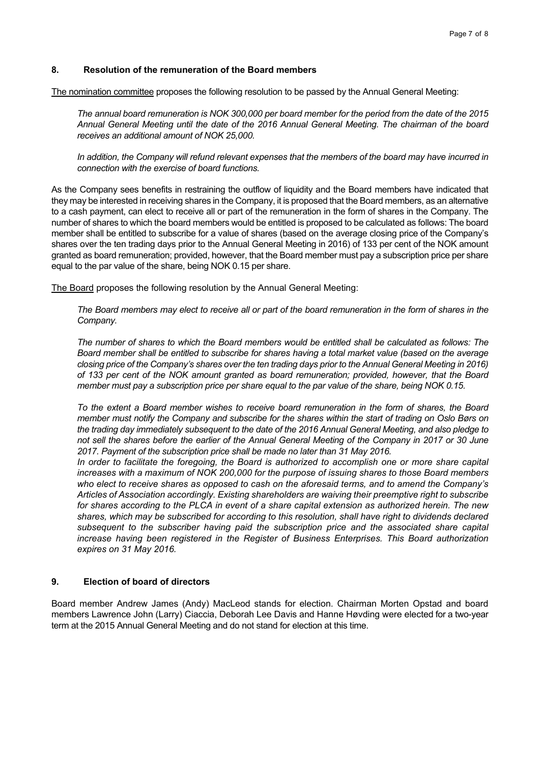## 8. Resolution of the remuneration of the Board members

The nomination committee proposes the following resolution to be passed by the Annual General Meeting:

> *The annual board remuneration is NOK 300,000 per board member for the period from the date of the 2015 Annual General Meeting until the date of the 2016 Annual General Meeting. The chairman of the board receives an additional amount of NOK 25,000.*
>
> *In addition, the Company will refund relevant expenses that the members of the board may have incurred in connection with the exercise of board functions.*

As the Company sees benefits in restraining the outflow of liquidity and the Board members have indicated that they may be interested in receiving shares in the Company, it is proposed that the Board members, as an alternative to a cash payment, can elect to receive all or part of the remuneration in the form of shares in the Company. The number of shares to which the board members would be entitled is proposed to be calculated as follows: The board member shall be entitled to subscribe for a value of shares (based on the average closing price of the Company's shares over the ten trading days prior to the Annual General Meeting in 2016) of 133 per cent of the NOK amount granted as board remuneration; provided, however, that the Board member must pay a subscription price per share equal to the par value of the share, being NOK 0.15 per share.

The Board proposes the following resolution by the Annual General Meeting:

> *The Board members may elect to receive all or part of the board remuneration in the form of shares in the Company.*
>
> *The number of shares to which the Board members would be entitled shall be calculated as follows: The Board member shall be entitled to subscribe for shares having a total market value (based on the average closing price of the Company's shares over the ten trading days prior to the Annual General Meeting in 2016) of 133 per cent of the NOK amount granted as board remuneration; provided, however, that the Board member must pay a subscription price per share equal to the par value of the share, being NOK 0.15.*
>
> *To the extent a Board member wishes to receive board remuneration in the form of shares, the Board member must notify the Company and subscribe for the shares within the start of trading on Oslo Børs on the trading day immediately subsequent to the date of the 2016 Annual General Meeting, and also pledge to not sell the shares before the earlier of the Annual General Meeting of the Company in 2017 or 30 June 2017. Payment of the subscription price shall be made no later than 31 May 2016.*
>
> *In order to facilitate the foregoing, the Board is authorized to accomplish one or more share capital increases with a maximum of NOK 200,000 for the purpose of issuing shares to those Board members who elect to receive shares as opposed to cash on the aforesaid terms, and to amend the Company's Articles of Association accordingly. Existing shareholders are waiving their preemptive right to subscribe for shares according to the PLCA in event of a share capital extension as authorized herein. The new shares, which may be subscribed for according to this resolution, shall have right to dividends declared subsequent to the subscriber having paid the subscription price and the associated share capital increase having been registered in the Register of Business Enterprises. This Board authorization expires on 31 May 2016.*

## 9. Election of board of directors

Board member Andrew James (Andy) MacLeod stands for election. Chairman Morten Opstad and board members Lawrence John (Larry) Ciaccia, Deborah Lee Davis and Hanne Høvding were elected for a two-year term at the 2015 Annual General Meeting and do not stand for election at this time.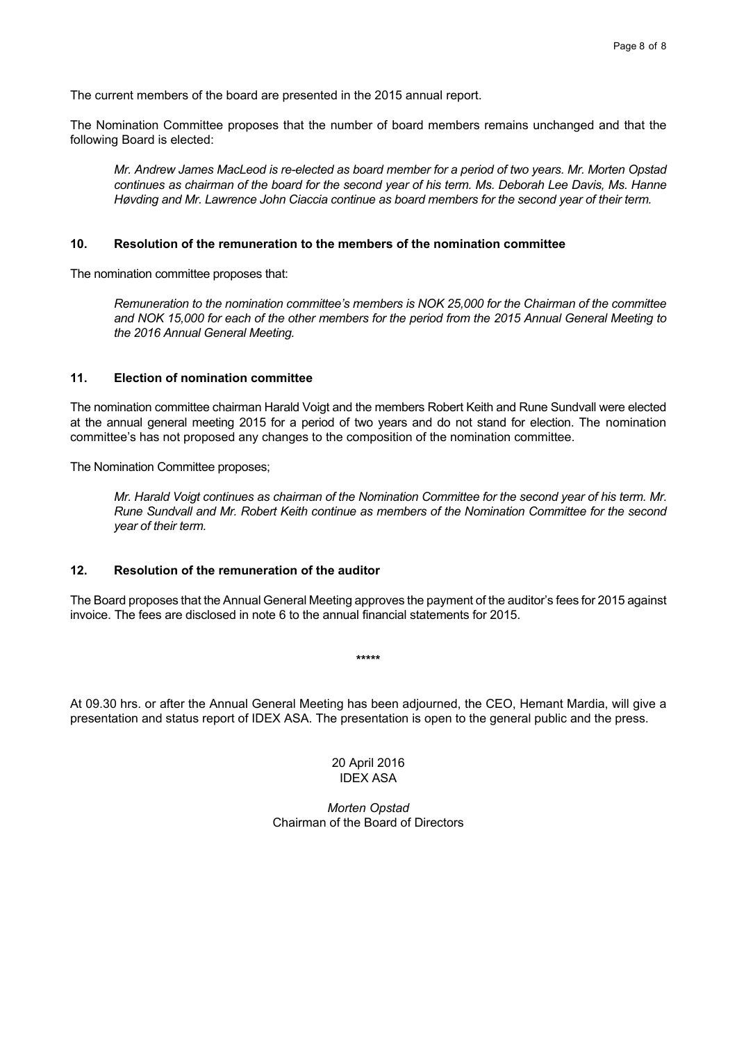The current members of the board are presented in the 2015 annual report.

The Nomination Committee proposes that the number of board members remains unchanged and that the following Board is elected:

> *Mr. Andrew James MacLeod is re-elected as board member for a period of two years. Mr. Morten Opstad continues as chairman of the board for the second year of his term. Ms. Deborah Lee Davis, Ms. Hanne Høvding and Mr. Lawrence John Ciaccia continue as board members for the second year of their term.*

### 10. Resolution of the remuneration to the members of the nomination committee

The nomination committee proposes that:

> *Remuneration to the nomination committee's members is NOK 25,000 for the Chairman of the committee and NOK 15,000 for each of the other members for the period from the 2015 Annual General Meeting to the 2016 Annual General Meeting.*

### 11. Election of nomination committee

The nomination committee chairman Harald Voigt and the members Robert Keith and Rune Sundvall were elected at the annual general meeting 2015 for a period of two years and do not stand for election. The nomination committee's has not proposed any changes to the composition of the nomination committee.

The Nomination Committee proposes;

> *Mr. Harald Voigt continues as chairman of the Nomination Committee for the second year of his term. Mr. Rune Sundvall and Mr. Robert Keith continue as members of the Nomination Committee for the second year of their term.*

### 12. Resolution of the remuneration of the auditor

The Board proposes that the Annual General Meeting approves the payment of the auditor's fees for 2015 against invoice. The fees are disclosed in note 6 to the annual financial statements for 2015.

*****

At 09.30 hrs. or after the Annual General Meeting has been adjourned, the CEO, Hemant Mardia, will give a presentation and status report of IDEX ASA. The presentation is open to the general public and the press.

20 April 2016
IDEX ASA

*Morten Opstad*
Chairman of the Board of Directors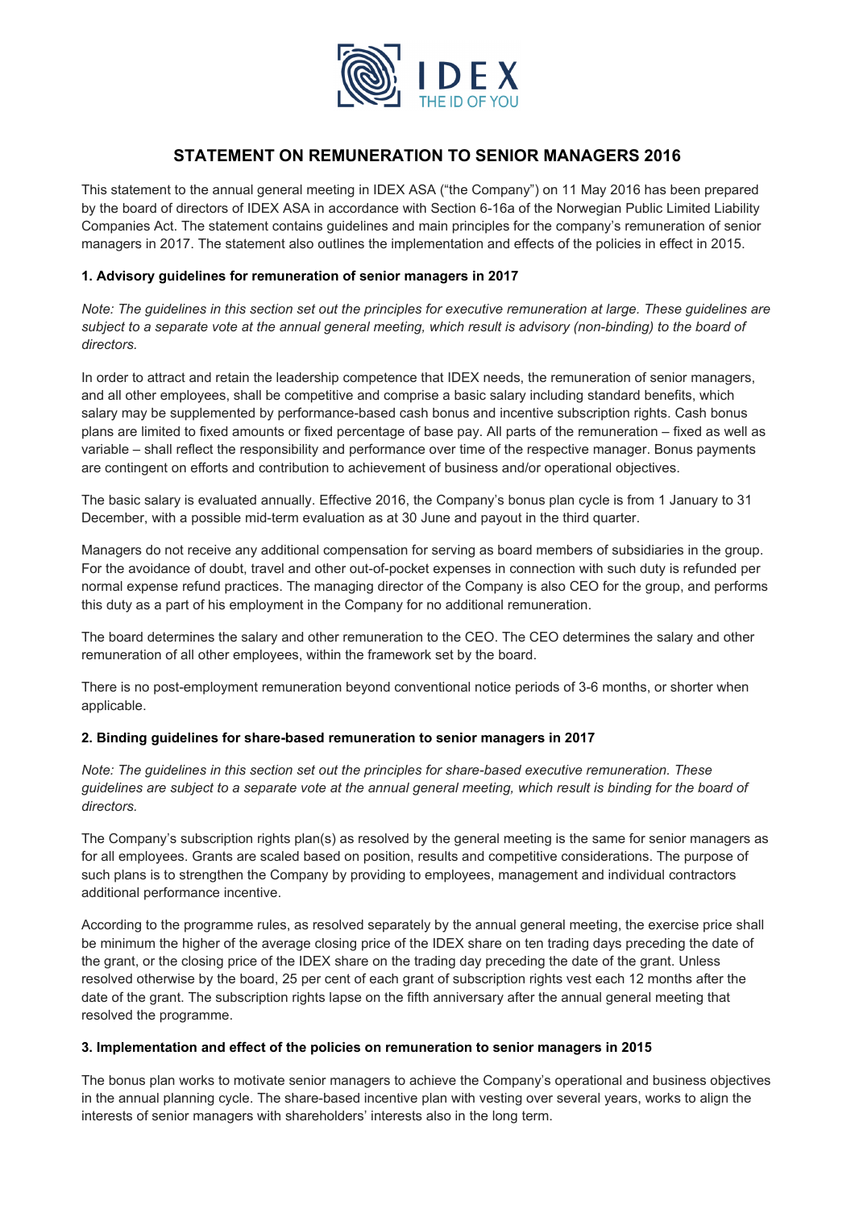# STATEMENT ON REMUNERATION TO SENIOR MANAGERS 2016

This statement to the annual general meeting in IDEX ASA ("the Company") on 11 May 2016 has been prepared by the board of directors of IDEX ASA in accordance with Section 6-16a of the Norwegian Public Limited Liability Companies Act. The statement contains guidelines and main principles for the company's remuneration of senior managers in 2017. The statement also outlines the implementation and effects of the policies in effect in 2015.

### 1. Advisory guidelines for remuneration of senior managers in 2017

*Note: The guidelines in this section set out the principles for executive remuneration at large. These guidelines are subject to a separate vote at the annual general meeting, which result is advisory (non-binding) to the board of directors.*

In order to attract and retain the leadership competence that IDEX needs, the remuneration of senior managers, and all other employees, shall be competitive and comprise a basic salary including standard benefits, which salary may be supplemented by performance-based cash bonus and incentive subscription rights. Cash bonus plans are limited to fixed amounts or fixed percentage of base pay. All parts of the remuneration – fixed as well as variable – shall reflect the responsibility and performance over time of the respective manager. Bonus payments are contingent on efforts and contribution to achievement of business and/or operational objectives.

The basic salary is evaluated annually. Effective 2016, the Company's bonus plan cycle is from 1 January to 31 December, with a possible mid-term evaluation as at 30 June and payout in the third quarter.

Managers do not receive any additional compensation for serving as board members of subsidiaries in the group. For the avoidance of doubt, travel and other out-of-pocket expenses in connection with such duty is refunded per normal expense refund practices. The managing director of the Company is also CEO for the group, and performs this duty as a part of his employment in the Company for no additional remuneration.

The board determines the salary and other remuneration to the CEO. The CEO determines the salary and other remuneration of all other employees, within the framework set by the board.

There is no post-employment remuneration beyond conventional notice periods of 3-6 months, or shorter when applicable.

### 2. Binding guidelines for share-based remuneration to senior managers in 2017

*Note: The guidelines in this section set out the principles for share-based executive remuneration. These guidelines are subject to a separate vote at the annual general meeting, which result is binding for the board of directors.*

The Company's subscription rights plan(s) as resolved by the general meeting is the same for senior managers as for all employees. Grants are scaled based on position, results and competitive considerations. The purpose of such plans is to strengthen the Company by providing to employees, management and individual contractors additional performance incentive.

According to the programme rules, as resolved separately by the annual general meeting, the exercise price shall be minimum the higher of the average closing price of the IDEX share on ten trading days preceding the date of the grant, or the closing price of the IDEX share on the trading day preceding the date of the grant. Unless resolved otherwise by the board, 25 per cent of each grant of subscription rights vest each 12 months after the date of the grant. The subscription rights lapse on the fifth anniversary after the annual general meeting that resolved the programme.

### 3. Implementation and effect of the policies on remuneration to senior managers in 2015

The bonus plan works to motivate senior managers to achieve the Company's operational and business objectives in the annual planning cycle. The share-based incentive plan with vesting over several years, works to align the interests of senior managers with shareholders' interests also in the long term.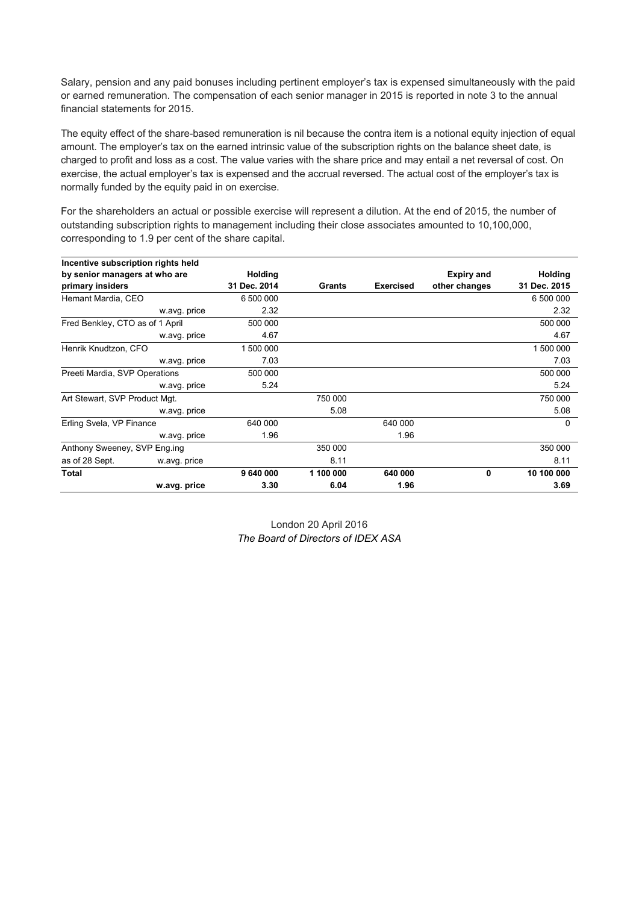Salary, pension and any paid bonuses including pertinent employer's tax is expensed simultaneously with the paid or earned remuneration. The compensation of each senior manager in 2015 is reported in note 3 to the annual financial statements for 2015.

The equity effect of the share-based remuneration is nil because the contra item is a notional equity injection of equal amount. The employer's tax on the earned intrinsic value of the subscription rights on the balance sheet date, is charged to profit and loss as a cost. The value varies with the share price and may entail a net reversal of cost. On exercise, the actual employer's tax is expensed and the accrual reversed. The actual cost of the employer's tax is normally funded by the equity paid in on exercise.

For the shareholders an actual or possible exercise will represent a dilution. At the end of 2015, the number of outstanding subscription rights to management including their close associates amounted to 10,100,000, corresponding to 1.9 per cent of the share capital.

| Incentive subscription rights held by senior managers at who are primary insiders | | Holding 31 Dec. 2014 | Grants | Exercised | Expiry and other changes | Holding 31 Dec. 2015 |
|---|---|---|---|---|---|---|
| Hemant Mardia, CEO | | 6 500 000 | | | | 6 500 000 |
| | w.avg. price | 2.32 | | | | 2.32 |
| Fred Benkley, CTO as of 1 April | | 500 000 | | | | 500 000 |
| | w.avg. price | 4.67 | | | | 4.67 |
| Henrik Knudtzon, CFO | | 1 500 000 | | | | 1 500 000 |
| | w.avg. price | 7.03 | | | | 7.03 |
| Preeti Mardia, SVP Operations | | 500 000 | | | | 500 000 |
| | w.avg. price | 5.24 | | | | 5.24 |
| Art Stewart, SVP Product Mgt. | | | 750 000 | | | 750 000 |
| | w.avg. price | | 5.08 | | | 5.08 |
| Erling Svela, VP Finance | | 640 000 | | 640 000 | | 0 |
| | w.avg. price | 1.96 | | 1.96 | | |
| Anthony Sweeney, SVP Eng.ing | | | 350 000 | | | 350 000 |
| as of 28 Sept. | w.avg. price | | 8.11 | | | 8.11 |
| **Total** | | **9 640 000** | **1 100 000** | **640 000** | **0** | **10 100 000** |
| | **w.avg. price** | **3.30** | **6.04** | **1.96** | | **3.69** |

London 20 April 2016

*The Board of Directors of IDEX ASA*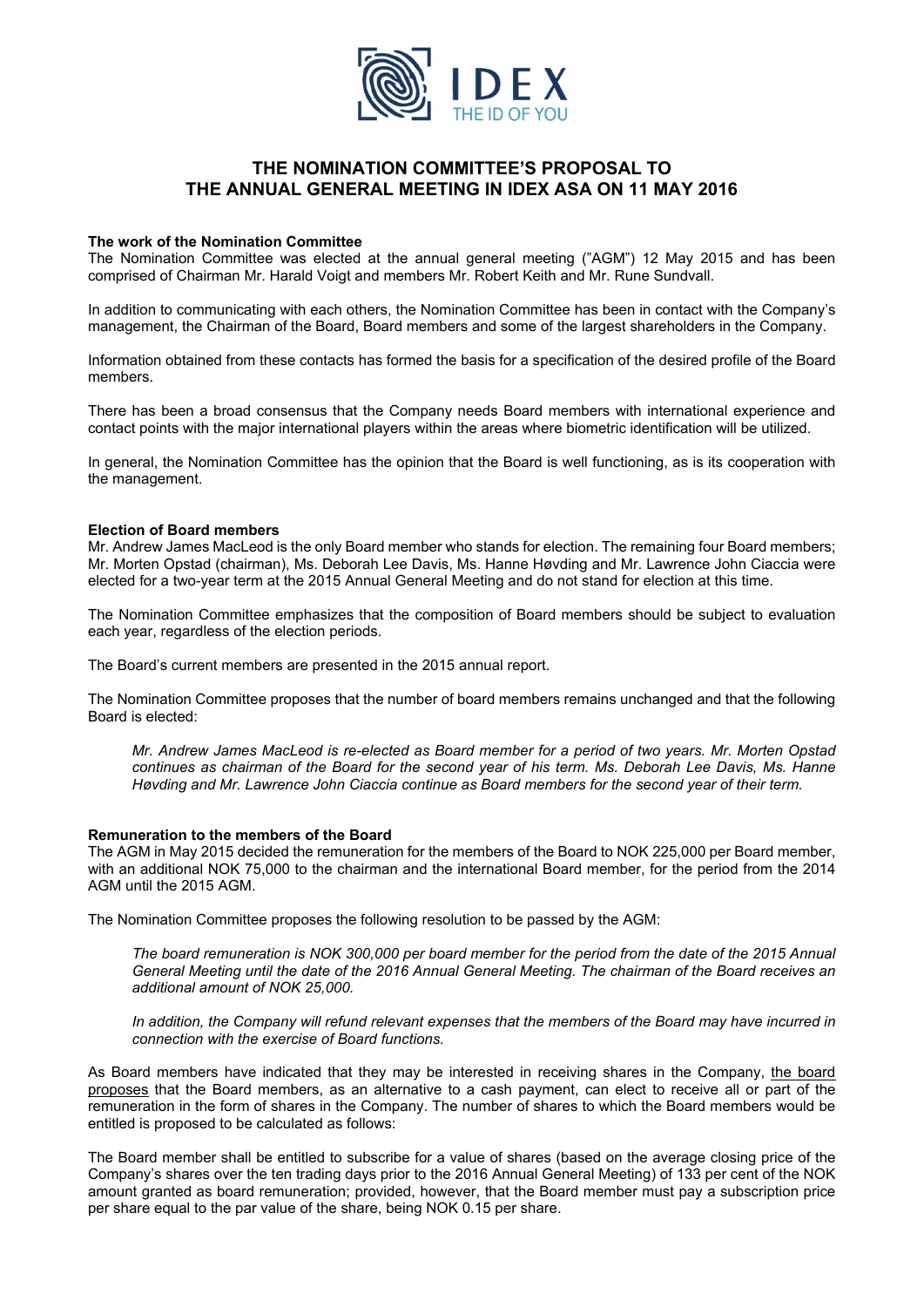# THE NOMINATION COMMITTEE'S PROPOSAL TO THE ANNUAL GENERAL MEETING IN IDEX ASA ON 11 MAY 2016

**The work of the Nomination Committee**

The Nomination Committee was elected at the annual general meeting ("AGM") 12 May 2015 and has been comprised of Chairman Mr. Harald Voigt and members Mr. Robert Keith and Mr. Rune Sundvall.

In addition to communicating with each others, the Nomination Committee has been in contact with the Company's management, the Chairman of the Board, Board members and some of the largest shareholders in the Company.

Information obtained from these contacts has formed the basis for a specification of the desired profile of the Board members.

There has been a broad consensus that the Company needs Board members with international experience and contact points with the major international players within the areas where biometric identification will be utilized.

In general, the Nomination Committee has the opinion that the Board is well functioning, as is its cooperation with the management.

**Election of Board members**

Mr. Andrew James MacLeod is the only Board member who stands for election. The remaining four Board members; Mr. Morten Opstad (chairman), Ms. Deborah Lee Davis, Ms. Hanne Høvding and Mr. Lawrence John Ciaccia were elected for a two-year term at the 2015 Annual General Meeting and do not stand for election at this time.

The Nomination Committee emphasizes that the composition of Board members should be subject to evaluation each year, regardless of the election periods.

The Board's current members are presented in the 2015 annual report.

The Nomination Committee proposes that the number of board members remains unchanged and that the following Board is elected:

> *Mr. Andrew James MacLeod is re-elected as Board member for a period of two years. Mr. Morten Opstad continues as chairman of the Board for the second year of his term. Ms. Deborah Lee Davis, Ms. Hanne Høvding and Mr. Lawrence John Ciaccia continue as Board members for the second year of their term.*

**Remuneration to the members of the Board**

The AGM in May 2015 decided the remuneration for the members of the Board to NOK 225,000 per Board member, with an additional NOK 75,000 to the chairman and the international Board member, for the period from the 2014 AGM until the 2015 AGM.

The Nomination Committee proposes the following resolution to be passed by the AGM:

> *The board remuneration is NOK 300,000 per board member for the period from the date of the 2015 Annual General Meeting until the date of the 2016 Annual General Meeting. The chairman of the Board receives an additional amount of NOK 25,000.*
>
> *In addition, the Company will refund relevant expenses that the members of the Board may have incurred in connection with the exercise of Board functions.*

As Board members have indicated that they may be interested in receiving shares in the Company, <u>the board proposes</u> that the Board members, as an alternative to a cash payment, can elect to receive all or part of the remuneration in the form of shares in the Company. The number of shares to which the Board members would be entitled is proposed to be calculated as follows:

The Board member shall be entitled to subscribe for a value of shares (based on the average closing price of the Company's shares over the ten trading days prior to the 2016 Annual General Meeting) of 133 per cent of the NOK amount granted as board remuneration; provided, however, that the Board member must pay a subscription price per share equal to the par value of the share, being NOK 0.15 per share.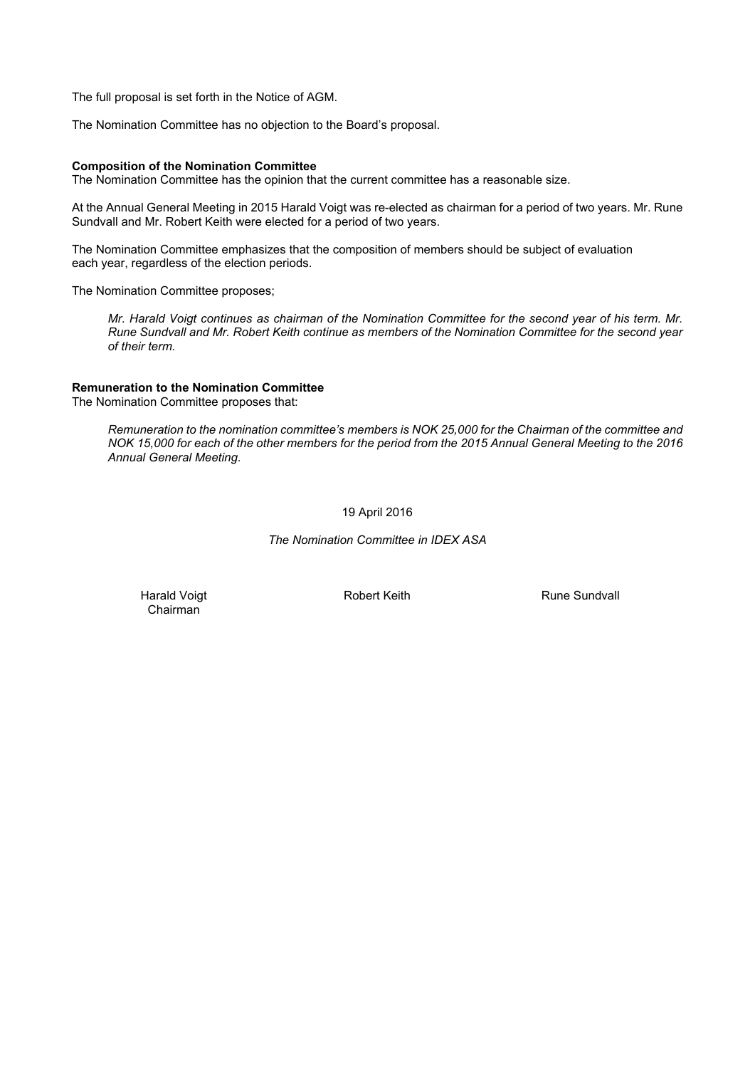The full proposal is set forth in the Notice of AGM.

The Nomination Committee has no objection to the Board's proposal.

**Composition of the Nomination Committee**
The Nomination Committee has the opinion that the current committee has a reasonable size.

At the Annual General Meeting in 2015 Harald Voigt was re-elected as chairman for a period of two years. Mr. Rune Sundvall and Mr. Robert Keith were elected for a period of two years.

The Nomination Committee emphasizes that the composition of members should be subject of evaluation each year, regardless of the election periods.

The Nomination Committee proposes;

> *Mr. Harald Voigt continues as chairman of the Nomination Committee for the second year of his term. Mr. Rune Sundvall and Mr. Robert Keith continue as members of the Nomination Committee for the second year of their term.*

**Remuneration to the Nomination Committee**
The Nomination Committee proposes that:

> *Remuneration to the nomination committee's members is NOK 25,000 for the Chairman of the committee and NOK 15,000 for each of the other members for the period from the 2015 Annual General Meeting to the 2016 Annual General Meeting.*

19 April 2016

*The Nomination Committee in IDEX ASA*

| Harald Voigt<br>Chairman | Robert Keith | Rune Sundvall |
|---|---|---|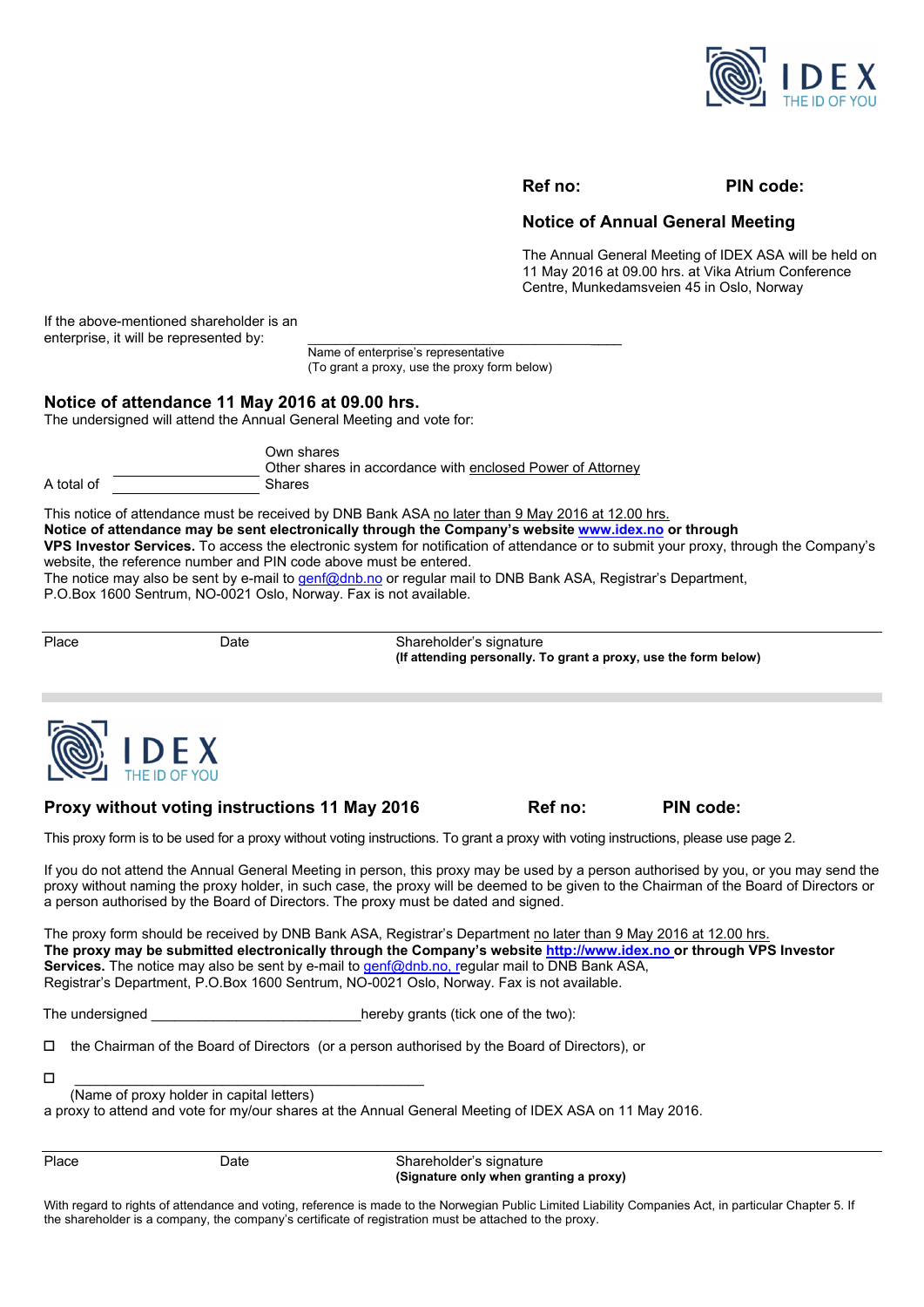IDEX
THE ID OF YOU

**Ref no:** **PIN code:**

## Notice of Annual General Meeting

The Annual General Meeting of IDEX ASA will be held on 11 May 2016 at 09.00 hrs. at Vika Atrium Conference Centre, Munkedamsveien 45 in Oslo, Norway

If the above-mentioned shareholder is an enterprise, it will be represented by: \_\_\_\_\_\_\_\_\_\_\_\_\_\_\_\_\_\_\_\_\_\_\_\_\_\_\_\_\_\_\_\_\_\_\_\_\_\_\_\_

Name of enterprise's representative
(To grant a proxy, use the proxy form below)

## Notice of attendance 11 May 2016 at 09.00 hrs.

The undersigned will attend the Annual General Meeting and vote for:

Own shares
Other shares in accordance with enclosed Power of Attorney
A total of \_\_\_\_\_\_\_\_\_\_\_\_\_\_\_\_ Shares

This notice of attendance must be received by DNB Bank ASA no later than 9 May 2016 at 12.00 hrs.
**Notice of attendance may be sent electronically through the Company's website www.idex.no or through VPS Investor Services.** To access the electronic system for notification of attendance or to submit your proxy, through the Company's website, the reference number and PIN code above must be entered.
The notice may also be sent by e-mail to genf@dnb.no or regular mail to DNB Bank ASA, Registrar's Department, P.O.Box 1600 Sentrum, NO-0021 Oslo, Norway. Fax is not available.

| Place | Date | Shareholder's signature<br>**(If attending personally. To grant a proxy, use the form below)** |
|---|---|---|

---

IDEX
THE ID OF YOU

## Proxy without voting instructions 11 May 2016

**Ref no:** **PIN code:**

This proxy form is to be used for a proxy without voting instructions. To grant a proxy with voting instructions, please use page 2.

If you do not attend the Annual General Meeting in person, this proxy may be used by a person authorised by you, or you may send the proxy without naming the proxy holder, in such case, the proxy will be deemed to be given to the Chairman of the Board of Directors or a person authorised by the Board of Directors. The proxy must be dated and signed.

The proxy form should be received by DNB Bank ASA, Registrar's Department no later than 9 May 2016 at 12.00 hrs.
**The proxy may be submitted electronically through the Company's website http://www.idex.no or through VPS Investor Services.** The notice may also be sent by e-mail to genf@dnb.no, regular mail to DNB Bank ASA, Registrar's Department, P.O.Box 1600 Sentrum, NO-0021 Oslo, Norway. Fax is not available.

The undersigned \_\_\_\_\_\_\_\_\_\_\_\_\_\_\_\_\_\_\_\_\_\_\_\_\_\_hereby grants (tick one of the two):

☐ the Chairman of the Board of Directors (or a person authorised by the Board of Directors), or

☐ \_\_\_\_\_\_\_\_\_\_\_\_\_\_\_\_\_\_\_\_\_\_\_\_\_\_\_\_\_\_\_\_\_\_\_\_\_\_\_\_\_\_\_
(Name of proxy holder in capital letters)

a proxy to attend and vote for my/our shares at the Annual General Meeting of IDEX ASA on 11 May 2016.

| Place | Date | Shareholder's signature<br>**(Signature only when granting a proxy)** |
|---|---|---|

With regard to rights of attendance and voting, reference is made to the Norwegian Public Limited Liability Companies Act, in particular Chapter 5. If the shareholder is a company, the company's certificate of registration must be attached to the proxy.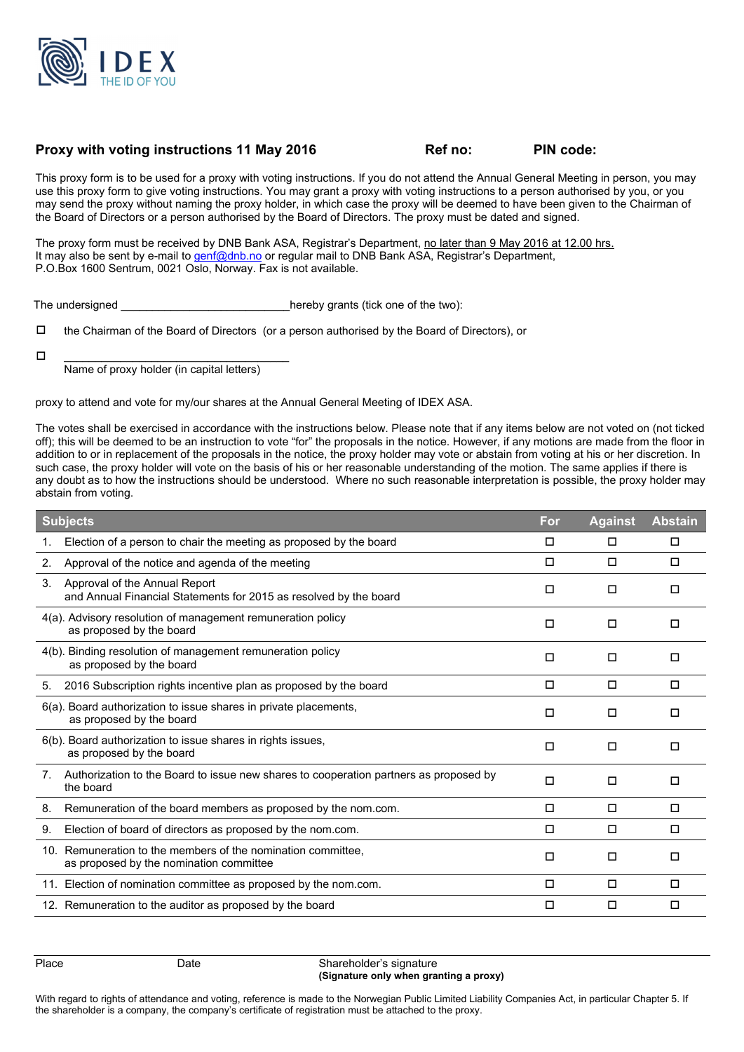IDEX
THE ID OF YOU

## Proxy with voting instructions 11 May 2016 **Ref no:** **PIN code:**

This proxy form is to be used for a proxy with voting instructions. If you do not attend the Annual General Meeting in person, you may use this proxy form to give voting instructions. You may grant a proxy with voting instructions to a person authorised by you, or you may send the proxy without naming the proxy holder, in which case the proxy will be deemed to have been given to the Chairman of the Board of Directors or a person authorised by the Board of Directors. The proxy must be dated and signed.

The proxy form must be received by DNB Bank ASA, Registrar's Department, no later than 9 May 2016 at 12.00 hrs.
It may also be sent by e-mail to genf@dnb.no or regular mail to DNB Bank ASA, Registrar's Department, P.O.Box 1600 Sentrum, 0021 Oslo, Norway. Fax is not available.

The undersigned ___________________________hereby grants (tick one of the two):

☐ the Chairman of the Board of Directors (or a person authorised by the Board of Directors), or

☐ ___________________________________
Name of proxy holder (in capital letters)

proxy to attend and vote for my/our shares at the Annual General Meeting of IDEX ASA.

The votes shall be exercised in accordance with the instructions below. Please note that if any items below are not voted on (not ticked off); this will be deemed to be an instruction to vote "for" the proposals in the notice. However, if any motions are made from the floor in addition to or in replacement of the proposals in the notice, the proxy holder may vote or abstain from voting at his or her discretion. In such case, the proxy holder will vote on the basis of his or her reasonable understanding of the motion. The same applies if there is any doubt as to how the instructions should be understood. Where no such reasonable interpretation is possible, the proxy holder may abstain from voting.

| Subjects | For | Against | Abstain |
|---|---|---|---|
| 1. Election of a person to chair the meeting as proposed by the board | ☐ | ☐ | ☐ |
| 2. Approval of the notice and agenda of the meeting | ☐ | ☐ | ☐ |
| 3. Approval of the Annual Report and Annual Financial Statements for 2015 as resolved by the board | ☐ | ☐ | ☐ |
| 4(a). Advisory resolution of management remuneration policy as proposed by the board | ☐ | ☐ | ☐ |
| 4(b). Binding resolution of management remuneration policy as proposed by the board | ☐ | ☐ | ☐ |
| 5. 2016 Subscription rights incentive plan as proposed by the board | ☐ | ☐ | ☐ |
| 6(a). Board authorization to issue shares in private placements, as proposed by the board | ☐ | ☐ | ☐ |
| 6(b). Board authorization to issue shares in rights issues, as proposed by the board | ☐ | ☐ | ☐ |
| 7. Authorization to the Board to issue new shares to cooperation partners as proposed by the board | ☐ | ☐ | ☐ |
| 8. Remuneration of the board members as proposed by the nom.com. | ☐ | ☐ | ☐ |
| 9. Election of board of directors as proposed by the nom.com. | ☐ | ☐ | ☐ |
| 10. Remuneration to the members of the nomination committee, as proposed by the nomination committee | ☐ | ☐ | ☐ |
| 11. Election of nomination committee as proposed by the nom.com. | ☐ | ☐ | ☐ |
| 12. Remuneration to the auditor as proposed by the board | ☐ | ☐ | ☐ |

Place　　　　Date　　　　Shareholder's signature
**(Signature only when granting a proxy)**

With regard to rights of attendance and voting, reference is made to the Norwegian Public Limited Liability Companies Act, in particular Chapter 5. If the shareholder is a company, the company's certificate of registration must be attached to the proxy.